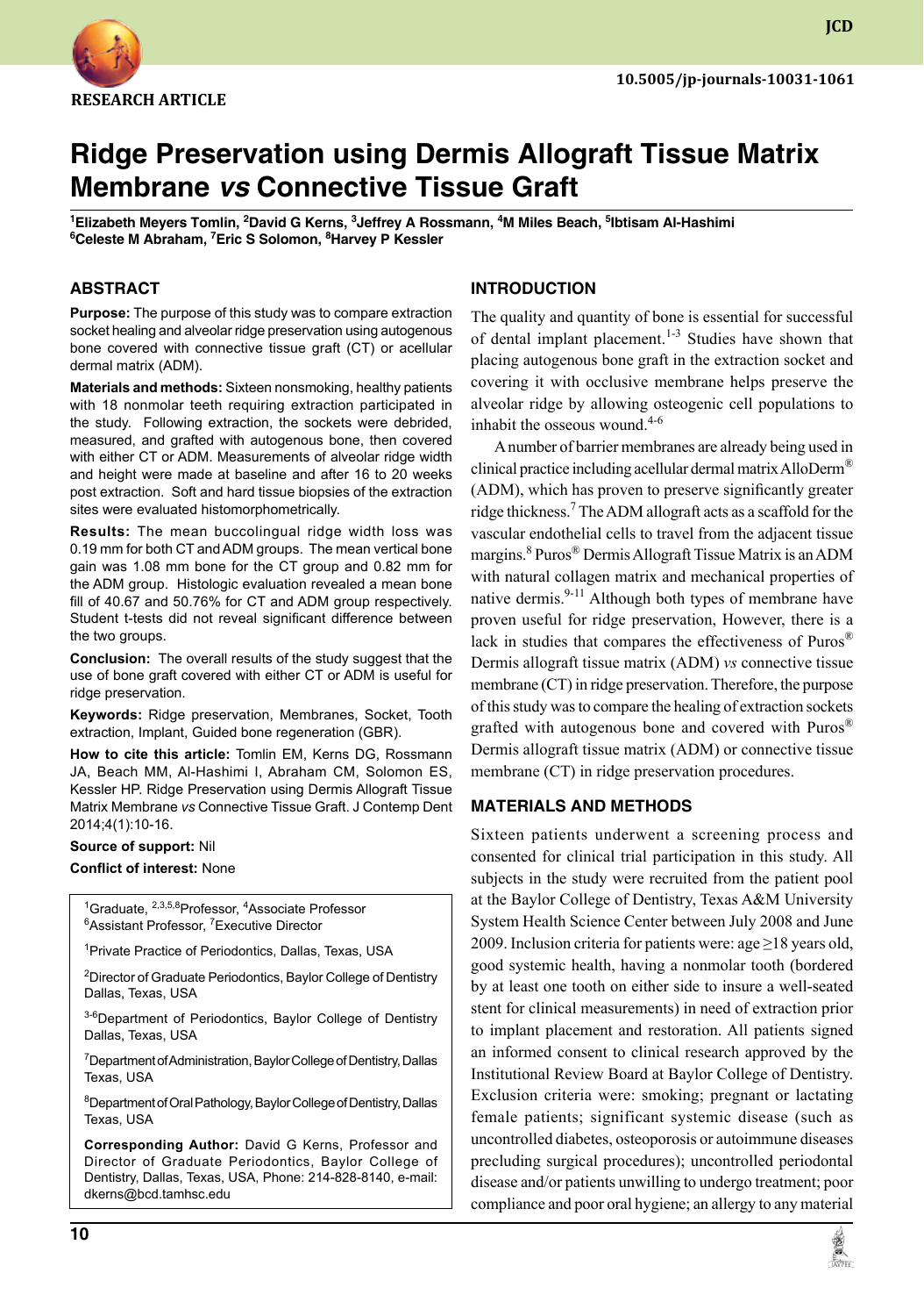RESEARCH ARTICLE

10.5005/jp-journals-10031-1061

# Ridge Preservation using Dermis Allograft Tissue Matrix Membrane *vs* Connective Tissue Graft

[1]Elizabeth Meyers Tomlin, [2]David G Kerns, [3]Jeffrey A Rossmann, [4]M Miles Beach, [5]Ibtisam Al-Hashimi [6]Celeste M Abraham, [7]Eric S Solomon, [8]Harvey P Kessler

## ABSTRACT

**Purpose:** The purpose of this study was to compare extraction socket healing and alveolar ridge preservation using autogenous bone covered with connective tissue graft (CT) or acellular dermal matrix (ADM).

**Materials and methods:** Sixteen nonsmoking, healthy patients with 18 nonmolar teeth requiring extraction participated in the study. Following extraction, the sockets were debrided, measured, and grafted with autogenous bone, then covered with either CT or ADM. Measurements of alveolar ridge width and height were made at baseline and after 16 to 20 weeks post extraction. Soft and hard tissue biopsies of the extraction sites were evaluated histomorphometrically.

**Results:** The mean buccolingual ridge width loss was 0.19 mm for both CT and ADM groups. The mean vertical bone gain was 1.08 mm bone for the CT group and 0.82 mm for the ADM group. Histologic evaluation revealed a mean bone fill of 40.67 and 50.76% for CT and ADM group respectively. Student t-tests did not reveal significant difference between the two groups.

**Conclusion:** The overall results of the study suggest that the use of bone graft covered with either CT or ADM is useful for ridge preservation.

**Keywords:** Ridge preservation, Membranes, Socket, Tooth extraction, Implant, Guided bone regeneration (GBR).

**How to cite this article:** Tomlin EM, Kerns DG, Rossmann JA, Beach MM, Al-Hashimi I, Abraham CM, Solomon ES, Kessler HP. Ridge Preservation using Dermis Allograft Tissue Matrix Membrane *vs* Connective Tissue Graft. J Contemp Dent 2014;4(1):10-16.

**Source of support:** Nil

**Conflict of interest:** None

[1]Graduate, [2,3,5,8]Professor, [4]Associate Professor
[6]Assistant Professor, [7]Executive Director

[1]Private Practice of Periodontics, Dallas, Texas, USA

[2]Director of Graduate Periodontics, Baylor College of Dentistry Dallas, Texas, USA

[3-6]Department of Periodontics, Baylor College of Dentistry Dallas, Texas, USA

[7]Department of Administration, Baylor College of Dentistry, Dallas Texas, USA

[8]Department of Oral Pathology, Baylor College of Dentistry, Dallas Texas, USA

**Corresponding Author:** David G Kerns, Professor and Director of Graduate Periodontics, Baylor College of Dentistry, Dallas, Texas, USA, Phone: 214-828-8140, e-mail: dkerns@bcd.tamhsc.edu

## INTRODUCTION

The quality and quantity of bone is essential for successful of dental implant placement.[1-3] Studies have shown that placing autogenous bone graft in the extraction socket and covering it with occlusive membrane helps preserve the alveolar ridge by allowing osteogenic cell populations to inhabit the osseous wound.[4-6]

A number of barrier membranes are already being used in clinical practice including acellular dermal matrix AlloDerm® (ADM), which has proven to preserve significantly greater ridge thickness.[7] The ADM allograft acts as a scaffold for the vascular endothelial cells to travel from the adjacent tissue margins.[8] Puros® Dermis Allograft Tissue Matrix is an ADM with natural collagen matrix and mechanical properties of native dermis.[9-11] Although both types of membrane have proven useful for ridge preservation, However, there is a lack in studies that compares the effectiveness of Puros® Dermis allograft tissue matrix (ADM) *vs* connective tissue membrane (CT) in ridge preservation. Therefore, the purpose of this study was to compare the healing of extraction sockets grafted with autogenous bone and covered with Puros® Dermis allograft tissue matrix (ADM) or connective tissue membrane (CT) in ridge preservation procedures.

## MATERIALS AND METHODS

Sixteen patients underwent a screening process and consented for clinical trial participation in this study. All subjects in the study were recruited from the patient pool at the Baylor College of Dentistry, Texas A&M University System Health Science Center between July 2008 and June 2009. Inclusion criteria for patients were: age ≥18 years old, good systemic health, having a nonmolar tooth (bordered by at least one tooth on either side to insure a well-seated stent for clinical measurements) in need of extraction prior to implant placement and restoration. All patients signed an informed consent to clinical research approved by the Institutional Review Board at Baylor College of Dentistry. Exclusion criteria were: smoking; pregnant or lactating female patients; significant systemic disease (such as uncontrolled diabetes, osteoporosis or autoimmune diseases precluding surgical procedures); uncontrolled periodontal disease and/or patients unwilling to undergo treatment; poor compliance and poor oral hygiene; an allergy to any material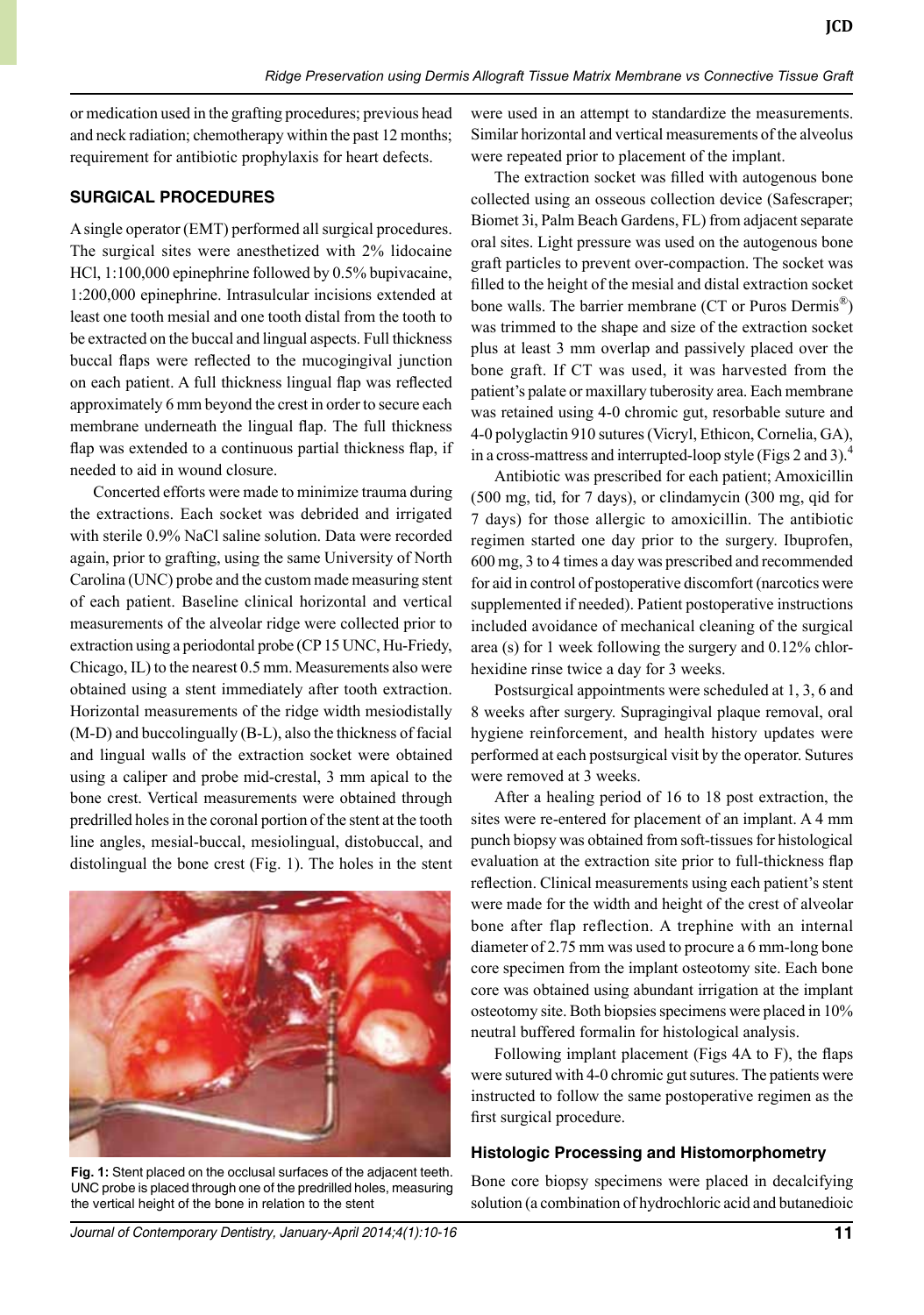or medication used in the grafting procedures; previous head and neck radiation; chemotherapy within the past 12 months; requirement for antibiotic prophylaxis for heart defects.

## SURGICAL PROCEDURES

A single operator (EMT) performed all surgical procedures. The surgical sites were anesthetized with 2% lidocaine HCl, 1:100,000 epinephrine followed by 0.5% bupivacaine, 1:200,000 epinephrine. Intrasulcular incisions extended at least one tooth mesial and one tooth distal from the tooth to be extracted on the buccal and lingual aspects. Full thickness buccal flaps were reflected to the mucogingival junction on each patient. A full thickness lingual flap was reflected approximately 6 mm beyond the crest in order to secure each membrane underneath the lingual flap. The full thickness flap was extended to a continuous partial thickness flap, if needed to aid in wound closure.

Concerted efforts were made to minimize trauma during the extractions. Each socket was debrided and irrigated with sterile 0.9% NaCl saline solution. Data were recorded again, prior to grafting, using the same University of North Carolina (UNC) probe and the custom made measuring stent of each patient. Baseline clinical horizontal and vertical measurements of the alveolar ridge were collected prior to extraction using a periodontal probe (CP 15 UNC, Hu-Friedy, Chicago, IL) to the nearest 0.5 mm. Measurements also were obtained using a stent immediately after tooth extraction. Horizontal measurements of the ridge width mesiodistally (M-D) and buccolingually (B-L), also the thickness of facial and lingual walls of the extraction socket were obtained using a caliper and probe mid-crestal, 3 mm apical to the bone crest. Vertical measurements were obtained through predrilled holes in the coronal portion of the stent at the tooth line angles, mesial-buccal, mesiolingual, distobuccal, and distolingual the bone crest (Fig. 1). The holes in the stent were used in an attempt to standardize the measurements. Similar horizontal and vertical measurements of the alveolus were repeated prior to placement of the implant.

**Fig. 1:** Stent placed on the occlusal surfaces of the adjacent teeth. UNC probe is placed through one of the predrilled holes, measuring the vertical height of the bone in relation to the stent

The extraction socket was filled with autogenous bone collected using an osseous collection device (Safescraper; Biomet 3i, Palm Beach Gardens, FL) from adjacent separate oral sites. Light pressure was used on the autogenous bone graft particles to prevent over-compaction. The socket was filled to the height of the mesial and distal extraction socket bone walls. The barrier membrane (CT or Puros Dermis®) was trimmed to the shape and size of the extraction socket plus at least 3 mm overlap and passively placed over the bone graft. If CT was used, it was harvested from the patient's palate or maxillary tuberosity area. Each membrane was retained using 4-0 chromic gut, resorbable suture and 4-0 polyglactin 910 sutures (Vicryl, Ethicon, Cornelia, GA), in a cross-mattress and interrupted-loop style (Figs 2 and 3).[4]

Antibiotic was prescribed for each patient; Amoxicillin (500 mg, tid, for 7 days), or clindamycin (300 mg, qid for 7 days) for those allergic to amoxicillin. The antibiotic regimen started one day prior to the surgery. Ibuprofen, 600 mg, 3 to 4 times a day was prescribed and recommended for aid in control of postoperative discomfort (narcotics were supplemented if needed). Patient postoperative instructions included avoidance of mechanical cleaning of the surgical area (s) for 1 week following the surgery and 0.12% chlorhexidine rinse twice a day for 3 weeks.

Postsurgical appointments were scheduled at 1, 3, 6 and 8 weeks after surgery. Supragingival plaque removal, oral hygiene reinforcement, and health history updates were performed at each postsurgical visit by the operator. Sutures were removed at 3 weeks.

After a healing period of 16 to 18 post extraction, the sites were re-entered for placement of an implant. A 4 mm punch biopsy was obtained from soft-tissues for histological evaluation at the extraction site prior to full-thickness flap reflection. Clinical measurements using each patient's stent were made for the width and height of the crest of alveolar bone after flap reflection. A trephine with an internal diameter of 2.75 mm was used to procure a 6 mm-long bone core specimen from the implant osteotomy site. Each bone core was obtained using abundant irrigation at the implant osteotomy site. Both biopsies specimens were placed in 10% neutral buffered formalin for histological analysis.

Following implant placement (Figs 4A to F), the flaps were sutured with 4-0 chromic gut sutures. The patients were instructed to follow the same postoperative regimen as the first surgical procedure.

### Histologic Processing and Histomorphometry

Bone core biopsy specimens were placed in decalcifying solution (a combination of hydrochloric acid and butanedioic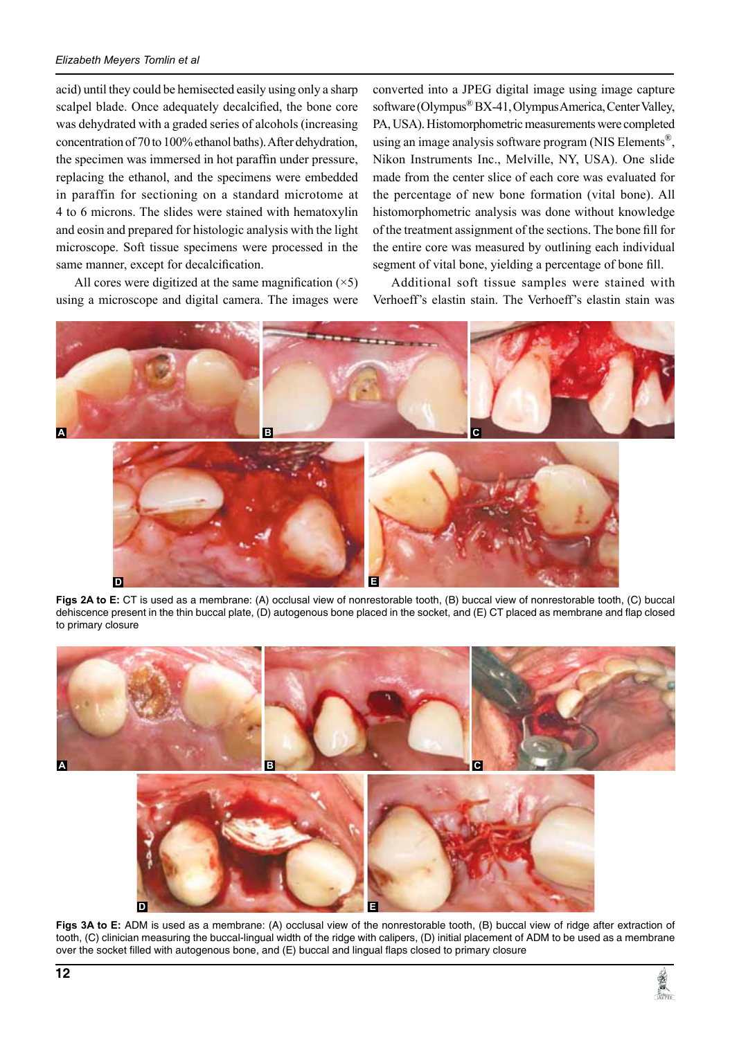acid) until they could be hemisected easily using only a sharp scalpel blade. Once adequately decalcified, the bone core was dehydrated with a graded series of alcohols (increasing concentration of 70 to 100% ethanol baths). After dehydration, the specimen was immersed in hot paraffin under pressure, replacing the ethanol, and the specimens were embedded in paraffin for sectioning on a standard microtome at 4 to 6 microns. The slides were stained with hematoxylin and eosin and prepared for histologic analysis with the light microscope. Soft tissue specimens were processed in the same manner, except for decalcification.

All cores were digitized at the same magnification (×5) using a microscope and digital camera. The images were converted into a JPEG digital image using image capture software (Olympus® BX-41, Olympus America, Center Valley, PA, USA). Histomorphometric measurements were completed using an image analysis software program (NIS Elements®, Nikon Instruments Inc., Melville, NY, USA). One slide made from the center slice of each core was evaluated for the percentage of new bone formation (vital bone). All histomorphometric analysis was done without knowledge of the treatment assignment of the sections. The bone fill for the entire core was measured by outlining each individual segment of vital bone, yielding a percentage of bone fill.

Additional soft tissue samples were stained with Verhoeff's elastin stain. The Verhoeff's elastin stain was

**Figs 2A to E:** CT is used as a membrane: (A) occlusal view of nonrestorable tooth, (B) buccal view of nonrestorable tooth, (C) buccal dehiscence present in the thin buccal plate, (D) autogenous bone placed in the socket, and (E) CT placed as membrane and flap closed to primary closure

**Figs 3A to E:** ADM is used as a membrane: (A) occlusal view of the nonrestorable tooth, (B) buccal view of ridge after extraction of tooth, (C) clinician measuring the buccal-lingual width of the ridge with calipers, (D) initial placement of ADM to be used as a membrane over the socket filled with autogenous bone, and (E) buccal and lingual flaps closed to primary closure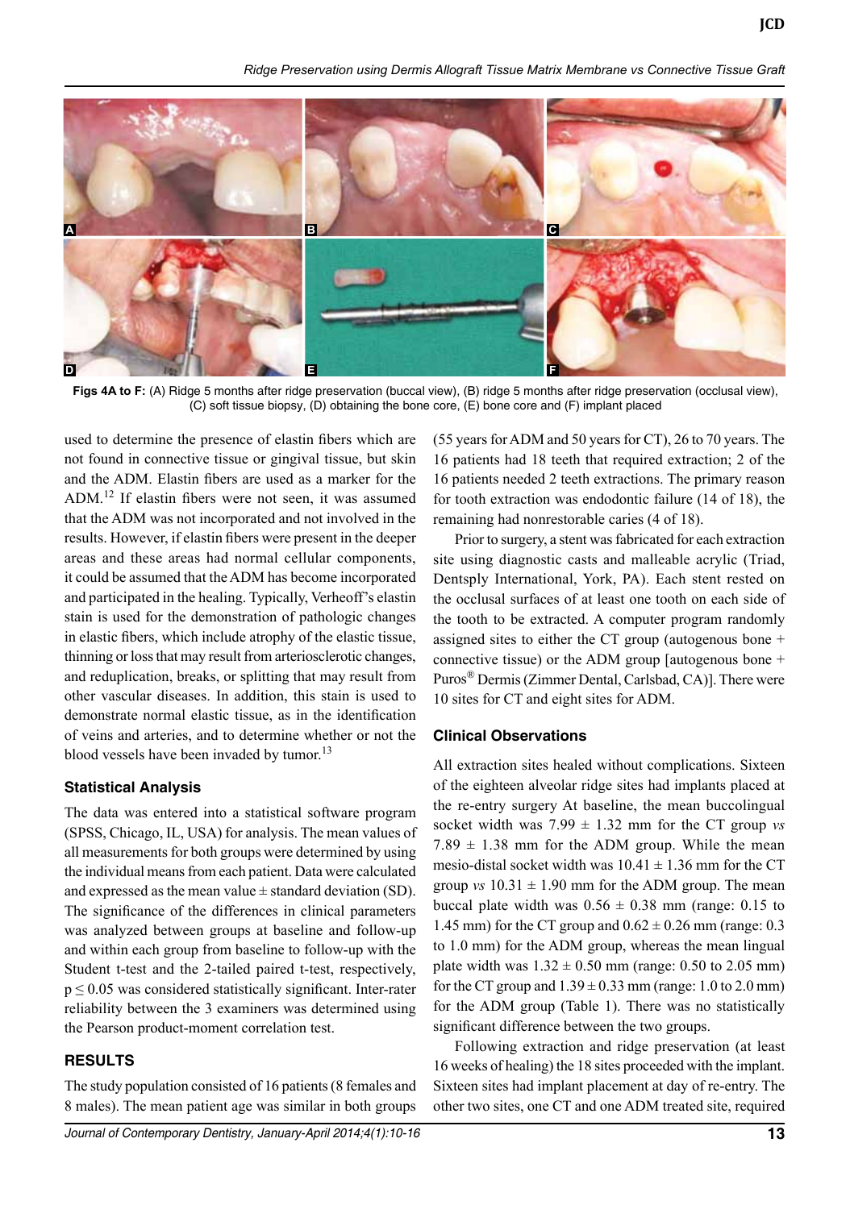**Figs 4A to F:** (A) Ridge 5 months after ridge preservation (buccal view), (B) ridge 5 months after ridge preservation (occlusal view), (C) soft tissue biopsy, (D) obtaining the bone core, (E) bone core and (F) implant placed

used to determine the presence of elastin fibers which are not found in connective tissue or gingival tissue, but skin and the ADM. Elastin fibers are used as a marker for the ADM.[12] If elastin fibers were not seen, it was assumed that the ADM was not incorporated and not involved in the results. However, if elastin fibers were present in the deeper areas and these areas had normal cellular components, it could be assumed that the ADM has become incorporated and participated in the healing. Typically, Verheoff's elastin stain is used for the demonstration of pathologic changes in elastic fibers, which include atrophy of the elastic tissue, thinning or loss that may result from arteriosclerotic changes, and reduplication, breaks, or splitting that may result from other vascular diseases. In addition, this stain is used to demonstrate normal elastic tissue, as in the identification of veins and arteries, and to determine whether or not the blood vessels have been invaded by tumor.[13]

### Statistical Analysis

The data was entered into a statistical software program (SPSS, Chicago, IL, USA) for analysis. The mean values of all measurements for both groups were determined by using the individual means from each patient. Data were calculated and expressed as the mean value ± standard deviation (SD). The significance of the differences in clinical parameters was analyzed between groups at baseline and follow-up and within each group from baseline to follow-up with the Student t-test and the 2-tailed paired t-test, respectively, $p \leq 0.05$ was considered statistically significant. Inter-rater reliability between the 3 examiners was determined using the Pearson product-moment correlation test.

## RESULTS

The study population consisted of 16 patients (8 females and 8 males). The mean patient age was similar in both groups (55 years for ADM and 50 years for CT), 26 to 70 years. The 16 patients had 18 teeth that required extraction; 2 of the 16 patients needed 2 teeth extractions. The primary reason for tooth extraction was endodontic failure (14 of 18), the remaining had nonrestorable caries (4 of 18).

Prior to surgery, a stent was fabricated for each extraction site using diagnostic casts and malleable acrylic (Triad, Dentsply International, York, PA). Each stent rested on the occlusal surfaces of at least one tooth on each side of the tooth to be extracted. A computer program randomly assigned sites to either the CT group (autogenous bone + connective tissue) or the ADM group [autogenous bone + Puros® Dermis (Zimmer Dental, Carlsbad, CA)]. There were 10 sites for CT and eight sites for ADM.

### Clinical Observations

All extraction sites healed without complications. Sixteen of the eighteen alveolar ridge sites had implants placed at the re-entry surgery At baseline, the mean buccolingual socket width was 7.99 ± 1.32 mm for the CT group *vs* 7.89 ± 1.38 mm for the ADM group. While the mean mesio-distal socket width was 10.41 ± 1.36 mm for the CT group *vs* 10.31 ± 1.90 mm for the ADM group. The mean buccal plate width was 0.56 ± 0.38 mm (range: 0.15 to 1.45 mm) for the CT group and 0.62 ± 0.26 mm (range: 0.3 to 1.0 mm) for the ADM group, whereas the mean lingual plate width was 1.32 ± 0.50 mm (range: 0.50 to 2.05 mm) for the CT group and 1.39 ± 0.33 mm (range: 1.0 to 2.0 mm) for the ADM group (Table 1). There was no statistically significant difference between the two groups.

Following extraction and ridge preservation (at least 16 weeks of healing) the 18 sites proceeded with the implant. Sixteen sites had implant placement at day of re-entry. The other two sites, one CT and one ADM treated site, required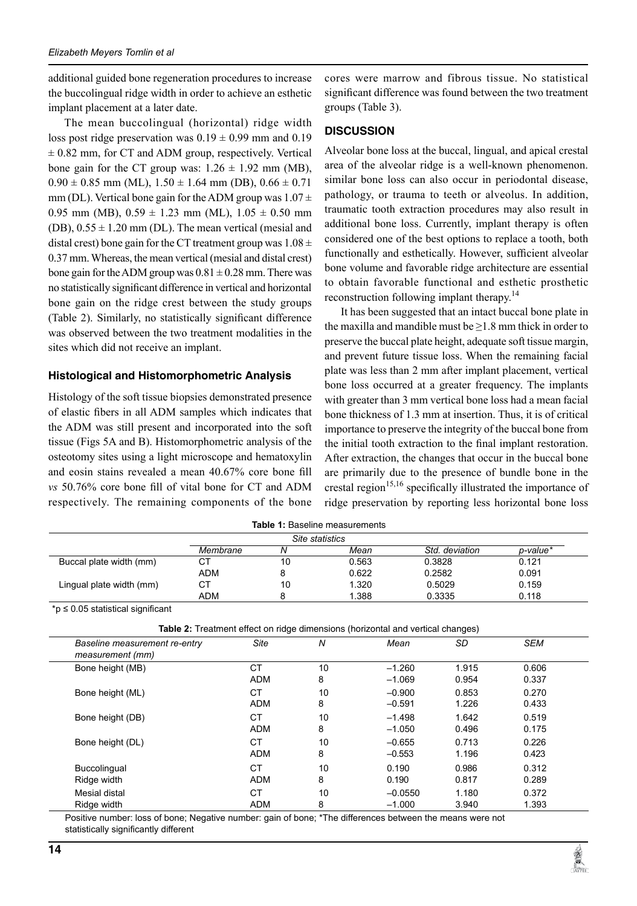additional guided bone regeneration procedures to increase the buccolingual ridge width in order to achieve an esthetic implant placement at a later date.

The mean buccolingual (horizontal) ridge width loss post ridge preservation was $0.19 \pm 0.99$ mm and $0.19 \pm 0.82$ mm, for CT and ADM group, respectively. Vertical bone gain for the CT group was: $1.26 \pm 1.92$ mm (MB), $0.90 \pm 0.85$ mm (ML), $1.50 \pm 1.64$ mm (DB), $0.66 \pm 0.71$ mm (DL). Vertical bone gain for the ADM group was $1.07 \pm 0.95$ mm (MB), $0.59 \pm 1.23$ mm (ML), $1.05 \pm 0.50$ mm (DB), $0.55 \pm 1.20$ mm (DL). The mean vertical (mesial and distal crest) bone gain for the CT treatment group was $1.08 \pm 0.37$ mm. Whereas, the mean vertical (mesial and distal crest) bone gain for the ADM group was $0.81 \pm 0.28$ mm. There was no statistically significant difference in vertical and horizontal bone gain on the ridge crest between the study groups (Table 2). Similarly, no statistically significant difference was observed between the two treatment modalities in the sites which did not receive an implant.

### Histological and Histomorphometric Analysis

Histology of the soft tissue biopsies demonstrated presence of elastic fibers in all ADM samples which indicates that the ADM was still present and incorporated into the soft tissue (Figs 5A and B). Histomorphometric analysis of the osteotomy sites using a light microscope and hematoxylin and eosin stains revealed a mean 40.67% core bone fill *vs* 50.76% core bone fill of vital bone for CT and ADM respectively. The remaining components of the bone cores were marrow and fibrous tissue. No statistical significant difference was found between the two treatment groups (Table 3).

## DISCUSSION

Alveolar bone loss at the buccal, lingual, and apical crestal area of the alveolar ridge is a well-known phenomenon. similar bone loss can also occur in periodontal disease, pathology, or trauma to teeth or alveolus. In addition, traumatic tooth extraction procedures may also result in additional bone loss. Currently, implant therapy is often considered one of the best options to replace a tooth, both functionally and esthetically. However, sufficient alveolar bone volume and favorable ridge architecture are essential to obtain favorable functional and esthetic prosthetic reconstruction following implant therapy.[14]

It has been suggested that an intact buccal bone plate in the maxilla and mandible must be $\geq 1.8$ mm thick in order to preserve the buccal plate height, adequate soft tissue margin, and prevent future tissue loss. When the remaining facial plate was less than 2 mm after implant placement, vertical bone loss occurred at a greater frequency. The implants with greater than 3 mm vertical bone loss had a mean facial bone thickness of 1.3 mm at insertion. Thus, it is of critical importance to preserve the integrity of the buccal bone from the initial tooth extraction to the final implant restoration. After extraction, the changes that occur in the buccal bone are primarily due to the presence of bundle bone in the crestal region[15,16] specifically illustrated the importance of ridge preservation by reporting less horizontal bone loss

**Table 1:** Baseline measurements

| | Site statistics | | | | |
|---|---|---|---|---|---|
| | *Membrane* | *N* | *Mean* | *Std. deviation* | *p-value\** |
| Buccal plate width (mm) | CT | 10 | 0.563 | 0.3828 | 0.121 |
| | ADM | 8 | 0.622 | 0.2582 | 0.091 |
| Lingual plate width (mm) | CT | 10 | 1.320 | 0.5029 | 0.159 |
| | ADM | 8 | 1.388 | 0.3335 | 0.118 |

\*$p \leq 0.05$ statistical significant

**Table 2:** Treatment effect on ridge dimensions (horizontal and vertical changes)

| *Baseline measurement re-entry measurement (mm)* | *Site* | *N* | *Mean* | *SD* | *SEM* |
|---|---|---|---|---|---|
| Bone height (MB) | CT | 10 | –1.260 | 1.915 | 0.606 |
| | ADM | 8 | –1.069 | 0.954 | 0.337 |
| Bone height (ML) | CT | 10 | –0.900 | 0.853 | 0.270 |
| | ADM | 8 | –0.591 | 1.226 | 0.433 |
| Bone height (DB) | CT | 10 | –1.498 | 1.642 | 0.519 |
| | ADM | 8 | –1.050 | 0.496 | 0.175 |
| Bone height (DL) | CT | 10 | –0.655 | 0.713 | 0.226 |
| | ADM | 8 | –0.553 | 1.196 | 0.423 |
| Buccolingual Ridge width | CT | 10 | 0.190 | 0.986 | 0.312 |
| | ADM | 8 | 0.190 | 0.817 | 0.289 |
| Mesial distal Ridge width | CT | 10 | –0.0550 | 1.180 | 0.372 |
| | ADM | 8 | –1.000 | 3.940 | 1.393 |

Positive number: loss of bone; Negative number: gain of bone; \*The differences between the means were not statistically significantly different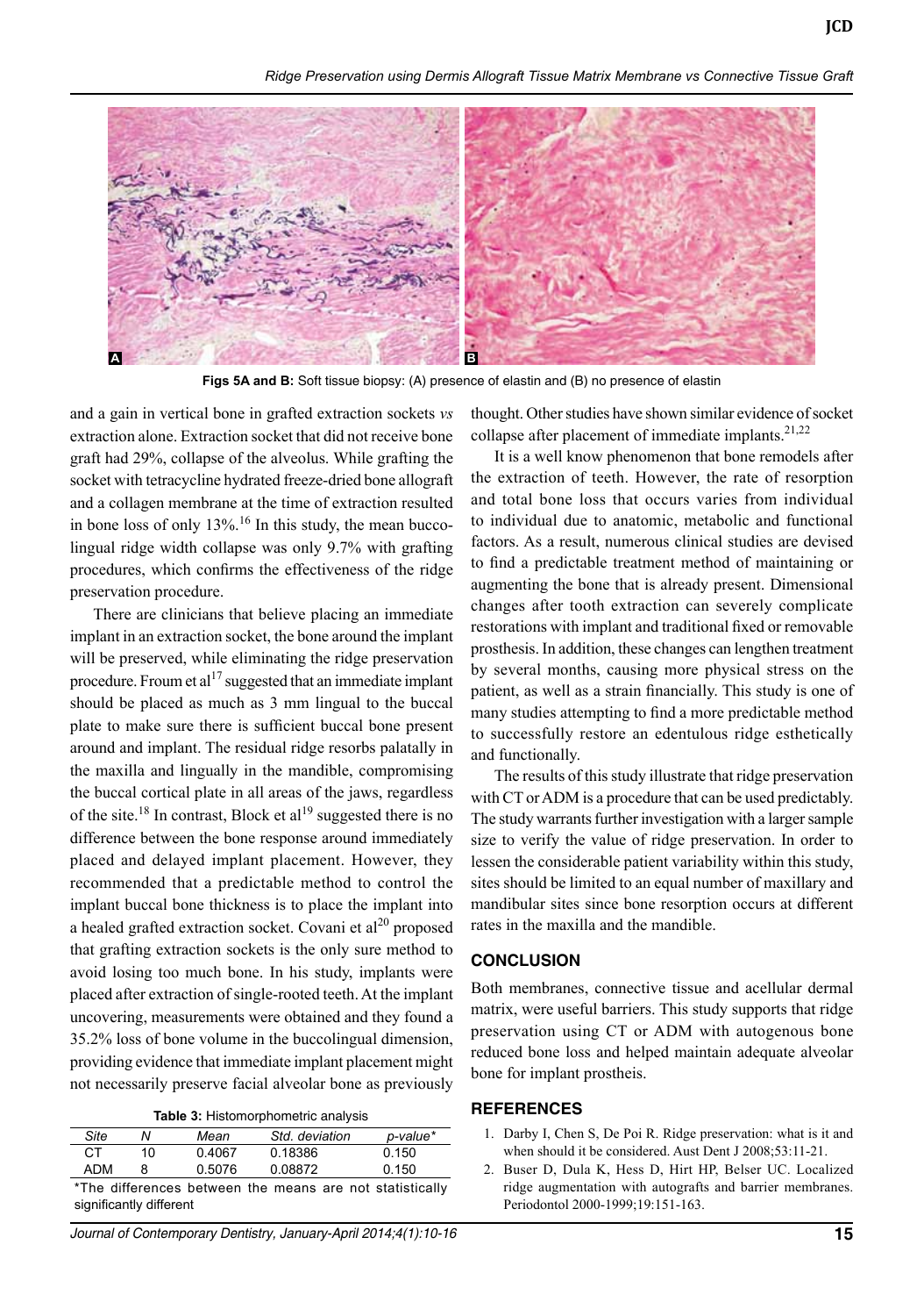**Figs 5A and B:** Soft tissue biopsy: (A) presence of elastin and (B) no presence of elastin

and a gain in vertical bone in grafted extraction sockets *vs* extraction alone. Extraction socket that did not receive bone graft had 29%, collapse of the alveolus. While grafting the socket with tetracycline hydrated freeze-dried bone allograft and a collagen membrane at the time of extraction resulted in bone loss of only 13%.[16] In this study, the mean buccolingual ridge width collapse was only 9.7% with grafting procedures, which confirms the effectiveness of the ridge preservation procedure.

There are clinicians that believe placing an immediate implant in an extraction socket, the bone around the implant will be preserved, while eliminating the ridge preservation procedure. Froum et al[17] suggested that an immediate implant should be placed as much as 3 mm lingual to the buccal plate to make sure there is sufficient buccal bone present around and implant. The residual ridge resorbs palatally in the maxilla and lingually in the mandible, compromising the buccal cortical plate in all areas of the jaws, regardless of the site.[18] In contrast, Block et al[19] suggested there is no difference between the bone response around immediately placed and delayed implant placement. However, they recommended that a predictable method to control the implant buccal bone thickness is to place the implant into a healed grafted extraction socket. Covani et al[20] proposed that grafting extraction sockets is the only sure method to avoid losing too much bone. In his study, implants were placed after extraction of single-rooted teeth. At the implant uncovering, measurements were obtained and they found a 35.2% loss of bone volume in the buccolingual dimension, providing evidence that immediate implant placement might not necessarily preserve facial alveolar bone as previously thought. Other studies have shown similar evidence of socket collapse after placement of immediate implants.[21,22]

**Table 3:** Histomorphometric analysis

| *Site* | *N* | *Mean* | *Std. deviation* | *p-value\** |
|---|---|---|---|---|
| CT | 10 | 0.4067 | 0.18386 | 0.150 |
| ADM | 8 | 0.5076 | 0.08872 | 0.150 |

*The differences between the means are not statistically significantly different

It is a well know phenomenon that bone remodels after the extraction of teeth. However, the rate of resorption and total bone loss that occurs varies from individual to individual due to anatomic, metabolic and functional factors. As a result, numerous clinical studies are devised to find a predictable treatment method of maintaining or augmenting the bone that is already present. Dimensional changes after tooth extraction can severely complicate restorations with implant and traditional fixed or removable prosthesis. In addition, these changes can lengthen treatment by several months, causing more physical stress on the patient, as well as a strain financially. This study is one of many studies attempting to find a more predictable method to successfully restore an edentulous ridge esthetically and functionally.

The results of this study illustrate that ridge preservation with CT or ADM is a procedure that can be used predictably. The study warrants further investigation with a larger sample size to verify the value of ridge preservation. In order to lessen the considerable patient variability within this study, sites should be limited to an equal number of maxillary and mandibular sites since bone resorption occurs at different rates in the maxilla and the mandible.

## CONCLUSION

Both membranes, connective tissue and acellular dermal matrix, were useful barriers. This study supports that ridge preservation using CT or ADM with autogenous bone reduced bone loss and helped maintain adequate alveolar bone for implant prostheis.

## REFERENCES

1. Darby I, Chen S, De Poi R. Ridge preservation: what is it and when should it be considered. Aust Dent J 2008;53:11-21.
2. Buser D, Dula K, Hess D, Hirt HP, Belser UC. Localized ridge augmentation with autografts and barrier membranes. Periodontol 2000-1999;19:151-163.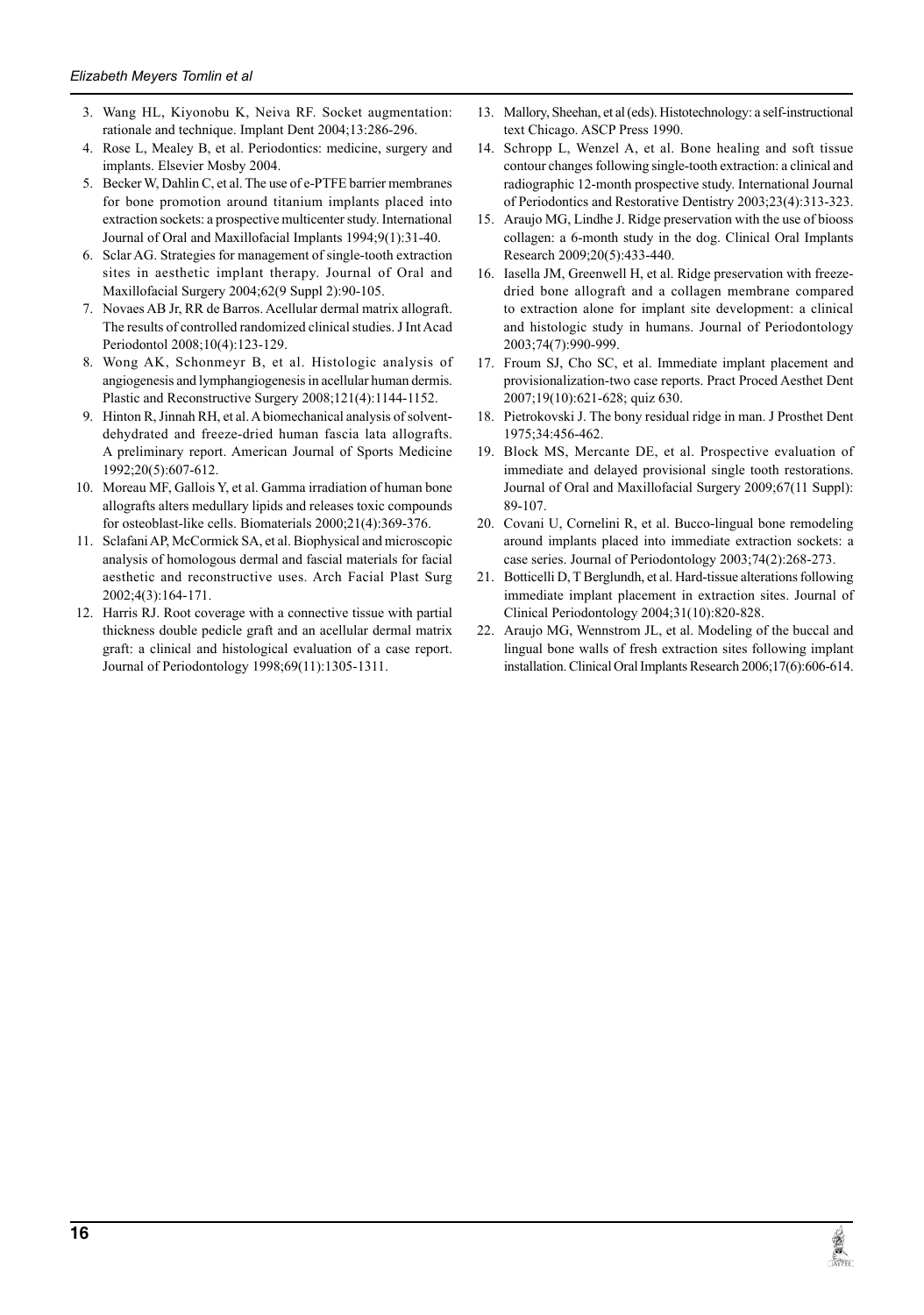3. Wang HL, Kiyonobu K, Neiva RF. Socket augmentation: rationale and technique. Implant Dent 2004;13:286-296.
4. Rose L, Mealey B, et al. Periodontics: medicine, surgery and implants. Elsevier Mosby 2004.
5. Becker W, Dahlin C, et al. The use of e-PTFE barrier membranes for bone promotion around titanium implants placed into extraction sockets: a prospective multicenter study. International Journal of Oral and Maxillofacial Implants 1994;9(1):31-40.
6. Sclar AG. Strategies for management of single-tooth extraction sites in aesthetic implant therapy. Journal of Oral and Maxillofacial Surgery 2004;62(9 Suppl 2):90-105.
7. Novaes AB Jr, RR de Barros. Acellular dermal matrix allograft. The results of controlled randomized clinical studies. J Int Acad Periodontol 2008;10(4):123-129.
8. Wong AK, Schonmeyr B, et al. Histologic analysis of angiogenesis and lymphangiogenesis in acellular human dermis. Plastic and Reconstructive Surgery 2008;121(4):1144-1152.
9. Hinton R, Jinnah RH, et al. A biomechanical analysis of solvent-dehydrated and freeze-dried human fascia lata allografts. A preliminary report. American Journal of Sports Medicine 1992;20(5):607-612.
10. Moreau MF, Gallois Y, et al. Gamma irradiation of human bone allografts alters medullary lipids and releases toxic compounds for osteoblast-like cells. Biomaterials 2000;21(4):369-376.
11. Sclafani AP, McCormick SA, et al. Biophysical and microscopic analysis of homologous dermal and fascial materials for facial aesthetic and reconstructive uses. Arch Facial Plast Surg 2002;4(3):164-171.
12. Harris RJ. Root coverage with a connective tissue with partial thickness double pedicle graft and an acellular dermal matrix graft: a clinical and histological evaluation of a case report. Journal of Periodontology 1998;69(11):1305-1311.
13. Mallory, Sheehan, et al (eds). Histotechnology: a self-instructional text Chicago. ASCP Press 1990.
14. Schropp L, Wenzel A, et al. Bone healing and soft tissue contour changes following single-tooth extraction: a clinical and radiographic 12-month prospective study. International Journal of Periodontics and Restorative Dentistry 2003;23(4):313-323.
15. Araujo MG, Lindhe J. Ridge preservation with the use of biooss collagen: a 6-month study in the dog. Clinical Oral Implants Research 2009;20(5):433-440.
16. Iasella JM, Greenwell H, et al. Ridge preservation with freeze-dried bone allograft and a collagen membrane compared to extraction alone for implant site development: a clinical and histologic study in humans. Journal of Periodontology 2003;74(7):990-999.
17. Froum SJ, Cho SC, et al. Immediate implant placement and provisionalization-two case reports. Pract Proced Aesthet Dent 2007;19(10):621-628; quiz 630.
18. Pietrokovski J. The bony residual ridge in man. J Prosthet Dent 1975;34:456-462.
19. Block MS, Mercante DE, et al. Prospective evaluation of immediate and delayed provisional single tooth restorations. Journal of Oral and Maxillofacial Surgery 2009;67(11 Suppl): 89-107.
20. Covani U, Cornelini R, et al. Bucco-lingual bone remodeling around implants placed into immediate extraction sockets: a case series. Journal of Periodontology 2003;74(2):268-273.
21. Botticelli D, T Berglundh, et al. Hard-tissue alterations following immediate implant placement in extraction sites. Journal of Clinical Periodontology 2004;31(10):820-828.
22. Araujo MG, Wennstrom JL, et al. Modeling of the buccal and lingual bone walls of fresh extraction sites following implant installation. Clinical Oral Implants Research 2006;17(6):606-614.